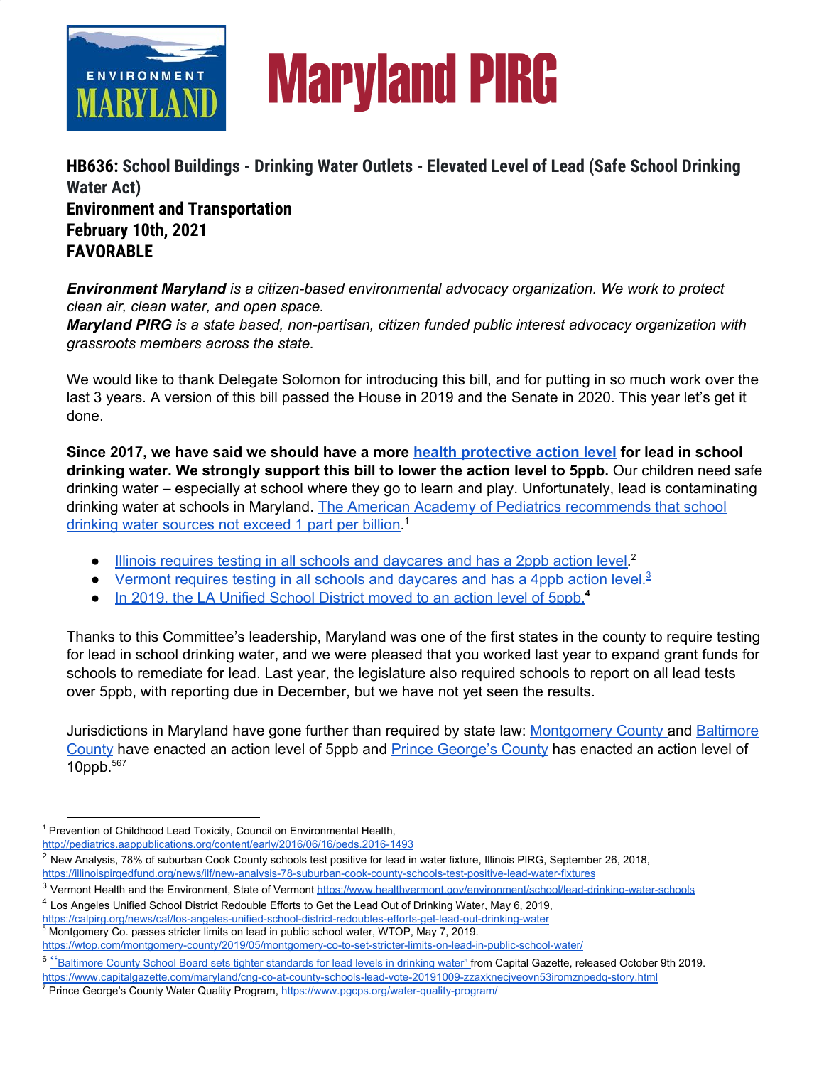ENVIRONMENT MARYLAND

Maryland PIRG

**HB636: School Buildings - Drinking Water Outlets - Elevated Level of Lead (Safe School Drinking Water Act)**
**Environment and Transportation**
**February 10th, 2021**
**FAVORABLE**

***Environment Maryland** is a citizen-based environmental advocacy organization. We work to protect clean air, clean water, and open space.*
***Maryland PIRG** is a state based, non-partisan, citizen funded public interest advocacy organization with grassroots members across the state.*

We would like to thank Delegate Solomon for introducing this bill, and for putting in so much work over the last 3 years. A version of this bill passed the House in 2019 and the Senate in 2020. This year let's get it done.

**Since 2017, we have said we should have a more health protective action level for lead in school drinking water. We strongly support this bill to lower the action level to 5ppb.** Our children need safe drinking water – especially at school where they go to learn and play. Unfortunately, lead is contaminating drinking water at schools in Maryland. The American Academy of Pediatrics recommends that school drinking water sources not exceed 1 part per billion.[1]

- Illinois requires testing in all schools and daycares and has a 2ppb action level.[2]
- Vermont requires testing in all schools and daycares and has a 4ppb action level.[3]
- In 2019, the LA Unified School District moved to an action level of 5ppb.[4]

Thanks to this Committee's leadership, Maryland was one of the first states in the county to require testing for lead in school drinking water, and we were pleased that you worked last year to expand grant funds for schools to remediate for lead. Last year, the legislature also required schools to report on all lead tests over 5ppb, with reporting due in December, but we have not yet seen the results.

Jurisdictions in Maryland have gone further than required by state law: Montgomery County and Baltimore County have enacted an action level of 5ppb and Prince George's County has enacted an action level of 10ppb.[5][6][7]

---

[1] Prevention of Childhood Lead Toxicity, Council on Environmental Health, http://pediatrics.aappublications.org/content/early/2016/06/16/peds.2016-1493

[2] New Analysis, 78% of suburban Cook County schools test positive for lead in water fixture, Illinois PIRG, September 26, 2018, https://illinoispirgedfund.org/news/ilf/new-analysis-78-suburban-cook-county-schools-test-positive-lead-water-fixtures

[3] Vermont Health and the Environment, State of Vermont https://www.healthvermont.gov/environment/school/lead-drinking-water-schools

[4] Los Angeles Unified School District Redouble Efforts to Get the Lead Out of Drinking Water, May 6, 2019, https://calpirg.org/news/caf/los-angeles-unified-school-district-redoubles-efforts-get-lead-out-drinking-water

[5] Montgomery Co. passes stricter limits on lead in public school water, WTOP, May 7, 2019. https://wtop.com/montgomery-county/2019/05/montgomery-co-to-set-stricter-limits-on-lead-in-public-school-water/

[6] "Baltimore County School Board sets tighter standards for lead levels in drinking water" from Capital Gazette, released October 9th 2019. https://www.capitalgazette.com/maryland/cng-co-at-county-schools-lead-vote-20191009-zzaxknecjveovn53iromznpedq-story.html

[7] Prince George's County Water Quality Program, https://www.pgcps.org/water-quality-program/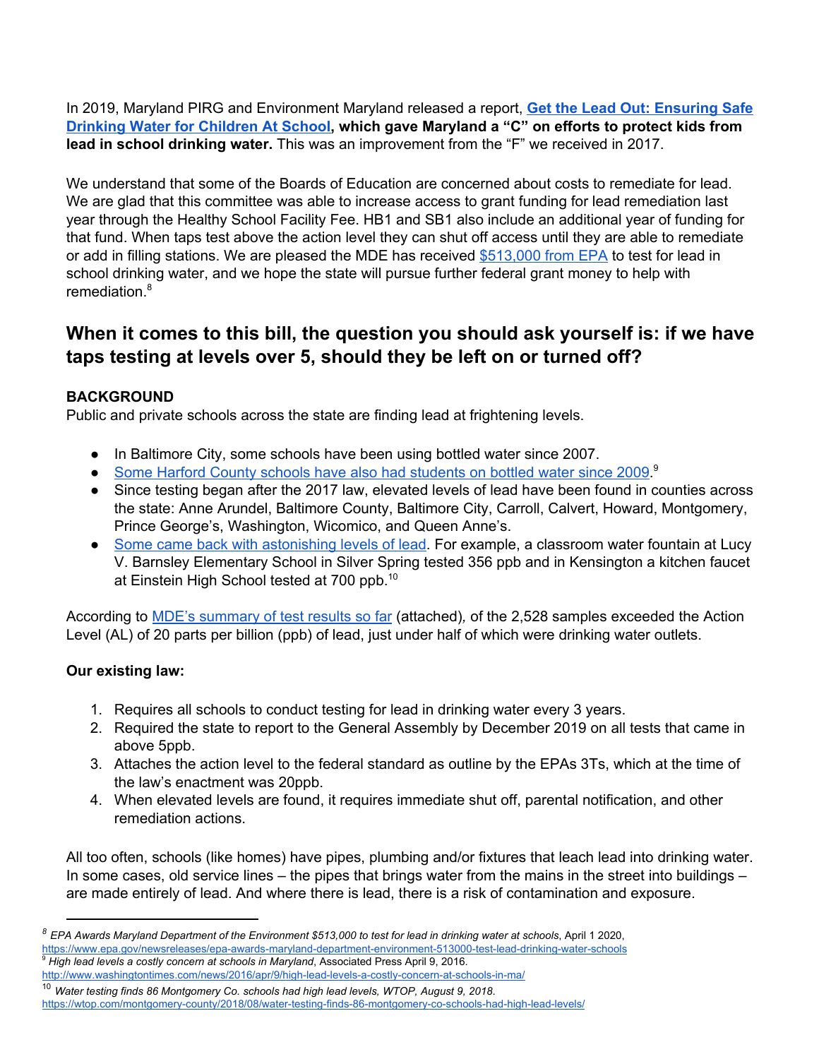In 2019, Maryland PIRG and Environment Maryland released a report, **Get the Lead Out: Ensuring Safe Drinking Water for Children At School, which gave Maryland a "C" on efforts to protect kids from lead in school drinking water.** This was an improvement from the "F" we received in 2017.

We understand that some of the Boards of Education are concerned about costs to remediate for lead. We are glad that this committee was able to increase access to grant funding for lead remediation last year through the Healthy School Facility Fee. HB1 and SB1 also include an additional year of funding for that fund. When taps test above the action level they can shut off access until they are able to remediate or add in filling stations. We are pleased the MDE has received $513,000 from EPA to test for lead in school drinking water, and we hope the state will pursue further federal grant money to help with remediation.[8]

## When it comes to this bill, the question you should ask yourself is: if we have taps testing at levels over 5, should they be left on or turned off?

**BACKGROUND**

Public and private schools across the state are finding lead at frightening levels.

- In Baltimore City, some schools have been using bottled water since 2007.
- Some Harford County schools have also had students on bottled water since 2009.[9]
- Since testing began after the 2017 law, elevated levels of lead have been found in counties across the state: Anne Arundel, Baltimore County, Baltimore City, Carroll, Calvert, Howard, Montgomery, Prince George's, Washington, Wicomico, and Queen Anne's.
- Some came back with astonishing levels of lead. For example, a classroom water fountain at Lucy V. Barnsley Elementary School in Silver Spring tested 356 ppb and in Kensington a kitchen faucet at Einstein High School tested at 700 ppb.[10]

According to MDE's summary of test results so far (attached), of the 2,528 samples exceeded the Action Level (AL) of 20 parts per billion (ppb) of lead, just under half of which were drinking water outlets.

**Our existing law:**

1. Requires all schools to conduct testing for lead in drinking water every 3 years.
2. Required the state to report to the General Assembly by December 2019 on all tests that came in above 5ppb.
3. Attaches the action level to the federal standard as outline by the EPAs 3Ts, which at the time of the law's enactment was 20ppb.
4. When elevated levels are found, it requires immediate shut off, parental notification, and other remediation actions.

All too often, schools (like homes) have pipes, plumbing and/or fixtures that leach lead into drinking water. In some cases, old service lines – the pipes that brings water from the mains in the street into buildings – are made entirely of lead. And where there is lead, there is a risk of contamination and exposure.

---

[8] *EPA Awards Maryland Department of the Environment $513,000 to test for lead in drinking water at schools*, April 1 2020, https://www.epa.gov/newsreleases/epa-awards-maryland-department-environment-513000-test-lead-drinking-water-schools

[9] *High lead levels a costly concern at schools in Maryland*, Associated Press April 9, 2016. http://www.washingtontimes.com/news/2016/apr/9/high-lead-levels-a-costly-concern-at-schools-in-ma/

[10] *Water testing finds 86 Montgomery Co. schools had high lead levels, WTOP, August 9, 2018.* https://wtop.com/montgomery-county/2018/08/water-testing-finds-86-montgomery-co-schools-had-high-lead-levels/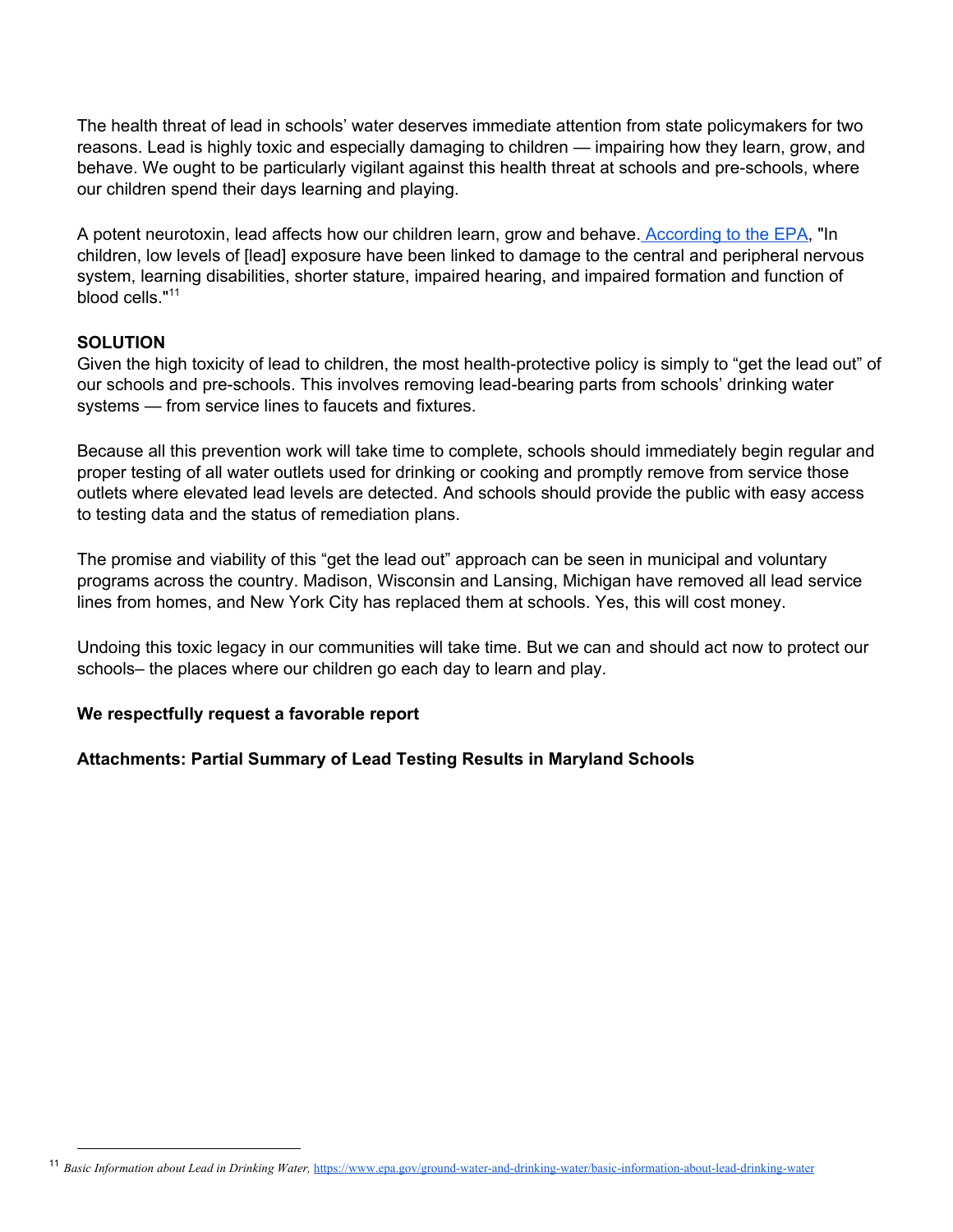The health threat of lead in schools' water deserves immediate attention from state policymakers for two reasons. Lead is highly toxic and especially damaging to children — impairing how they learn, grow, and behave. We ought to be particularly vigilant against this health threat at schools and pre-schools, where our children spend their days learning and playing.

A potent neurotoxin, lead affects how our children learn, grow and behave. [According to the EPA](https://www.epa.gov/ground-water-and-drinking-water/basic-information-about-lead-drinking-water), "In children, low levels of [lead] exposure have been linked to damage to the central and peripheral nervous system, learning disabilities, shorter stature, impaired hearing, and impaired formation and function of blood cells."[11]

**SOLUTION**

Given the high toxicity of lead to children, the most health-protective policy is simply to "get the lead out" of our schools and pre-schools. This involves removing lead-bearing parts from schools' drinking water systems — from service lines to faucets and fixtures.

Because all this prevention work will take time to complete, schools should immediately begin regular and proper testing of all water outlets used for drinking or cooking and promptly remove from service those outlets where elevated lead levels are detected. And schools should provide the public with easy access to testing data and the status of remediation plans.

The promise and viability of this "get the lead out" approach can be seen in municipal and voluntary programs across the country. Madison, Wisconsin and Lansing, Michigan have removed all lead service lines from homes, and New York City has replaced them at schools. Yes, this will cost money.

Undoing this toxic legacy in our communities will take time. But we can and should act now to protect our schools– the places where our children go each day to learn and play.

**We respectfully request a favorable report**

**Attachments: Partial Summary of Lead Testing Results in Maryland Schools**

---

[11] *Basic Information about Lead in Drinking Water,* https://www.epa.gov/ground-water-and-drinking-water/basic-information-about-lead-drinking-water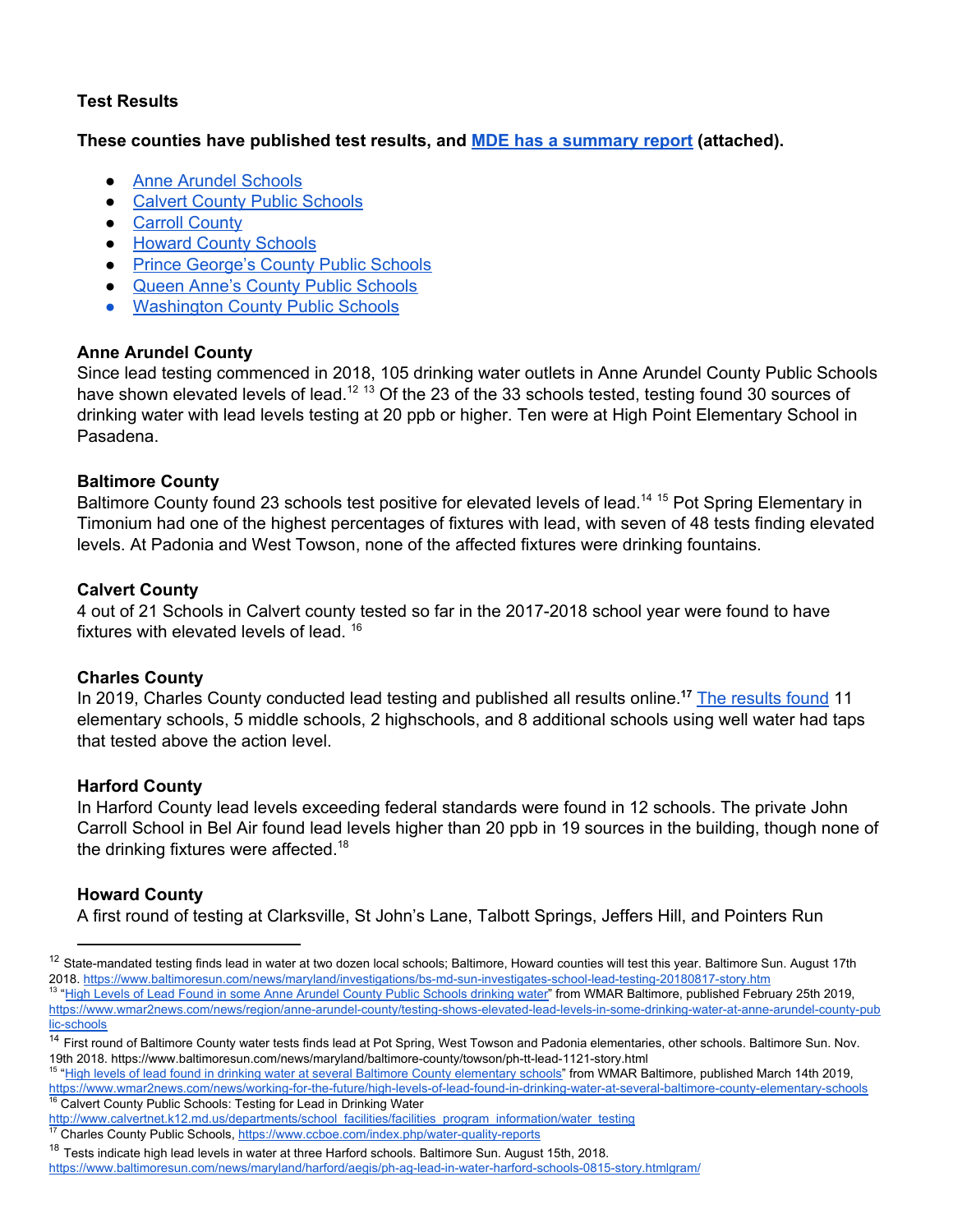**Test Results**

**These counties have published test results, and MDE has a summary report (attached).**

- Anne Arundel Schools
- Calvert County Public Schools
- Carroll County
- Howard County Schools
- Prince George's County Public Schools
- Queen Anne's County Public Schools
- Washington County Public Schools

**Anne Arundel County**

Since lead testing commenced in 2018, 105 drinking water outlets in Anne Arundel County Public Schools have shown elevated levels of lead.[12] [13] Of the 23 of the 33 schools tested, testing found 30 sources of drinking water with lead levels testing at 20 ppb or higher. Ten were at High Point Elementary School in Pasadena.

**Baltimore County**

Baltimore County found 23 schools test positive for elevated levels of lead.[14] [15] Pot Spring Elementary in Timonium had one of the highest percentages of fixtures with lead, with seven of 48 tests finding elevated levels. At Padonia and West Towson, none of the affected fixtures were drinking fountains.

**Calvert County**

4 out of 21 Schools in Calvert county tested so far in the 2017-2018 school year were found to have fixtures with elevated levels of lead. [16]

**Charles County**

In 2019, Charles County conducted lead testing and published all results online.[17] The results found 11 elementary schools, 5 middle schools, 2 highschools, and 8 additional schools using well water had taps that tested above the action level.

**Harford County**

In Harford County lead levels exceeding federal standards were found in 12 schools. The private John Carroll School in Bel Air found lead levels higher than 20 ppb in 19 sources in the building, though none of the drinking fixtures were affected.[18]

**Howard County**

A first round of testing at Clarksville, St John's Lane, Talbott Springs, Jeffers Hill, and Pointers Run

---

[12] State-mandated testing finds lead in water at two dozen local schools; Baltimore, Howard counties will test this year. Baltimore Sun. August 17th 2018. https://www.baltimoresun.com/news/maryland/investigations/bs-md-sun-investigates-school-lead-testing-20180817-story.htm

[13] "High Levels of Lead Found in some Anne Arundel County Public Schools drinking water" from WMAR Baltimore, published February 25th 2019, https://www.wmar2news.com/news/region/anne-arundel-county/testing-shows-elevated-lead-levels-in-some-drinking-water-at-anne-arundel-county-public-schools

[14] First round of Baltimore County water tests finds lead at Pot Spring, West Towson and Padonia elementaries, other schools. Baltimore Sun. Nov. 19th 2018. https://www.baltimoresun.com/news/maryland/baltimore-county/towson/ph-tt-lead-1121-story.html

[15] "High levels of lead found in drinking water at several Baltimore County elementary schools" from WMAR Baltimore, published March 14th 2019, https://www.wmar2news.com/news/working-for-the-future/high-levels-of-lead-found-in-drinking-water-at-several-baltimore-county-elementary-schools

[16] Calvert County Public Schools: Testing for Lead in Drinking Water http://www.calvertnet.k12.md.us/departments/school_facilities/facilities_program_information/water_testing

[17] Charles County Public Schools, https://www.ccboe.com/index.php/water-quality-reports

[18] Tests indicate high lead levels in water at three Harford schools. Baltimore Sun. August 15th, 2018. https://www.baltimoresun.com/news/maryland/harford/aegis/ph-ag-lead-in-water-harford-schools-0815-story.htmlgram/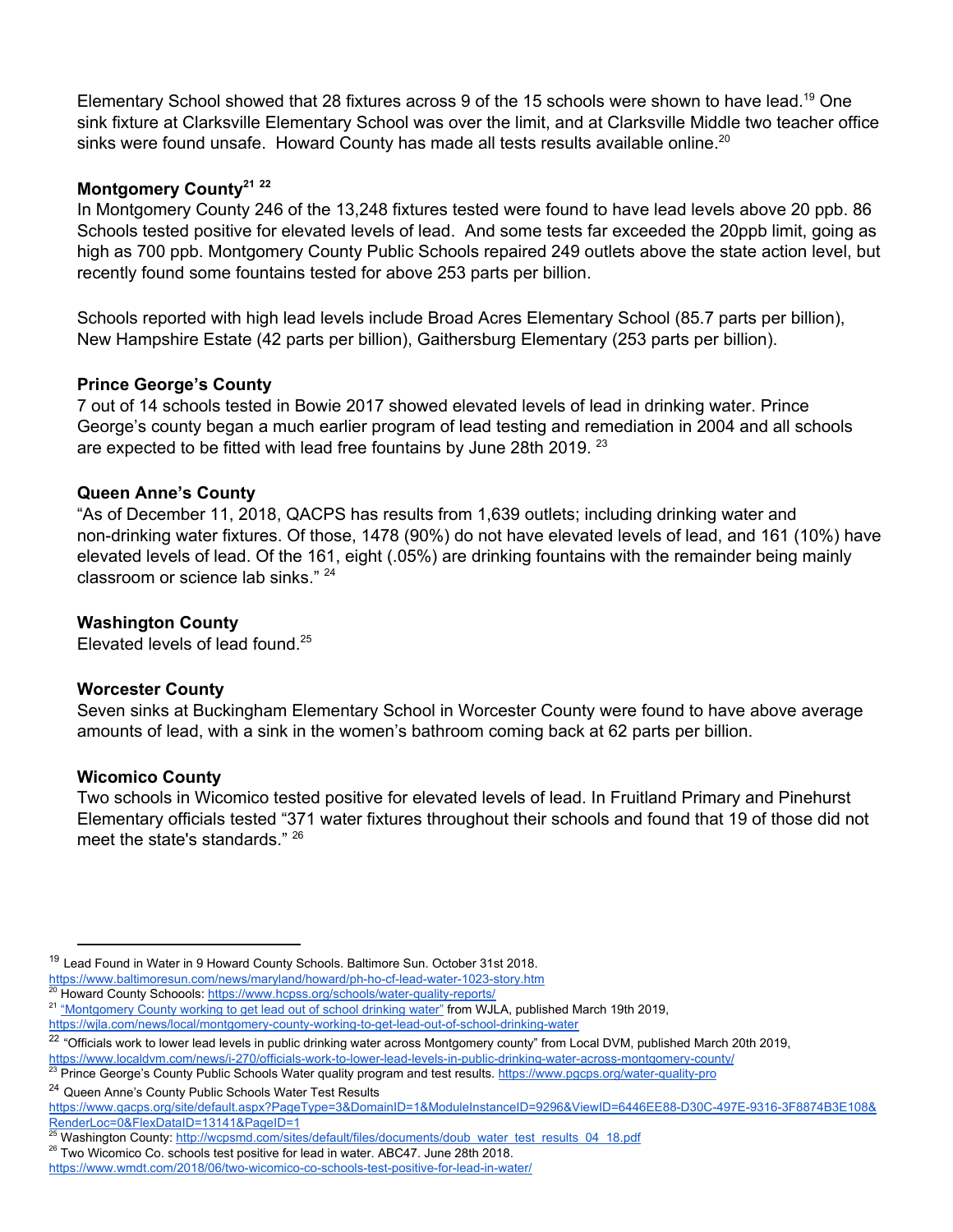Elementary School showed that 28 fixtures across 9 of the 15 schools were shown to have lead.[19] One sink fixture at Clarksville Elementary School was over the limit, and at Clarksville Middle two teacher office sinks were found unsafe. Howard County has made all tests results available online.[20]

**Montgomery County**[21 22]

In Montgomery County 246 of the 13,248 fixtures tested were found to have lead levels above 20 ppb. 86 Schools tested positive for elevated levels of lead. And some tests far exceeded the 20ppb limit, going as high as 700 ppb. Montgomery County Public Schools repaired 249 outlets above the state action level, but recently found some fountains tested for above 253 parts per billion.

Schools reported with high lead levels include Broad Acres Elementary School (85.7 parts per billion), New Hampshire Estate (42 parts per billion), Gaithersburg Elementary (253 parts per billion).

**Prince George's County**

7 out of 14 schools tested in Bowie 2017 showed elevated levels of lead in drinking water. Prince George's county began a much earlier program of lead testing and remediation in 2004 and all schools are expected to be fitted with lead free fountains by June 28th 2019. [23]

**Queen Anne's County**

"As of December 11, 2018, QACPS has results from 1,639 outlets; including drinking water and non-drinking water fixtures. Of those, 1478 (90%) do not have elevated levels of lead, and 161 (10%) have elevated levels of lead. Of the 161, eight (.05%) are drinking fountains with the remainder being mainly classroom or science lab sinks." [24]

**Washington County**

Elevated levels of lead found.[25]

**Worcester County**

Seven sinks at Buckingham Elementary School in Worcester County were found to have above average amounts of lead, with a sink in the women's bathroom coming back at 62 parts per billion.

**Wicomico County**

Two schools in Wicomico tested positive for elevated levels of lead. In Fruitland Primary and Pinehurst Elementary officials tested "371 water fixtures throughout their schools and found that 19 of those did not meet the state's standards." [26]

---

[19] Lead Found in Water in 9 Howard County Schools. Baltimore Sun. October 31st 2018. https://www.baltimoresun.com/news/maryland/howard/ph-ho-cf-lead-water-1023-story.htm

[20] Howard County Schoools: https://www.hcpss.org/schools/water-quality-reports/

[21] "Montgomery County working to get lead out of school drinking water" from WJLA, published March 19th 2019, https://wjla.com/news/local/montgomery-county-working-to-get-lead-out-of-school-drinking-water

[22] "Officials work to lower lead levels in public drinking water across Montgomery county" from Local DVM, published March 20th 2019, https://www.localdvm.com/news/i-270/officials-work-to-lower-lead-levels-in-public-drinking-water-across-montgomery-county/

[23] Prince George's County Public Schools Water quality program and test results. https://www.pgcps.org/water-quality-pro

[24] Queen Anne's County Public Schools Water Test Results https://www.qacps.org/site/default.aspx?PageType=3&DomainID=1&ModuleInstanceID=9296&ViewID=6446EE88-D30C-497E-9316-3F8874B3E108&RenderLoc=0&FlexDataID=13141&PageID=1

[25] Washington County: http://wcpsmd.com/sites/default/files/documents/doub_water_test_results_04_18.pdf

[26] Two Wicomico Co. schools test positive for lead in water. ABC47. June 28th 2018. https://www.wmdt.com/2018/06/two-wicomico-co-schools-test-positive-for-lead-in-water/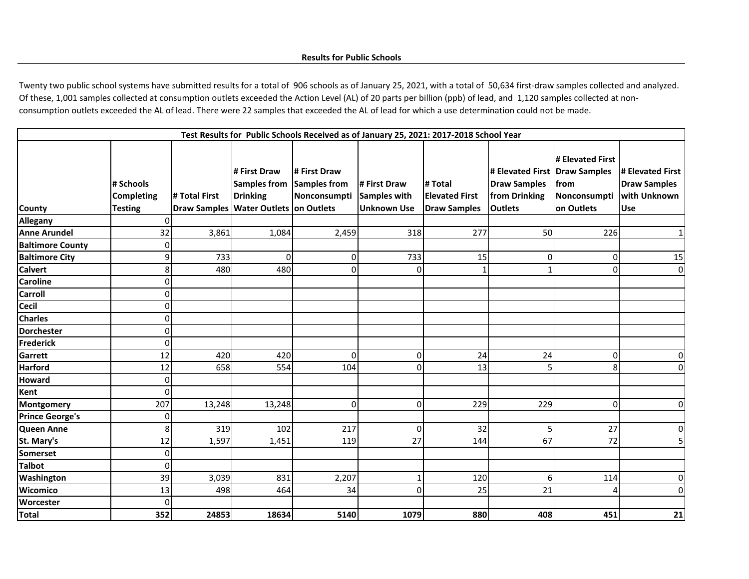## Results for Public Schools

Twenty two public school systems have submitted results for a total of 906 schools as of January 25, 2021, with a total of 50,634 first-draw samples collected and analyzed. Of these, 1,001 samples collected at consumption outlets exceeded the Action Level (AL) of 20 parts per billion (ppb) of lead, and 1,120 samples collected at non-consumption outlets exceeded the AL of lead. There were 22 samples that exceeded the AL of lead for which a use determination could not be made.

**Test Results for Public Schools Received as of January 25, 2021: 2017-2018 School Year**

| County | # Schools Completing Testing | # Total First Draw Samples | # First Draw Samples from Drinking Water Outlets | # First Draw Samples from Nonconsumption Outlets | # First Draw Samples with Unknown Use | # Total Elevated First Draw Samples | # Elevated First Draw Samples from Drinking Outlets | # Elevated First Draw Samples from Nonconsumption Outlets | # Elevated First Draw Samples with Unknown Use |
|---|---|---|---|---|---|---|---|---|---|
| **Allegany** | 0 | | | | | | | | |
| **Anne Arundel** | 32 | 3,861 | 1,084 | 2,459 | 318 | 277 | 50 | 226 | 1 |
| **Baltimore County** | 0 | | | | | | | | |
| **Baltimore City** | 9 | 733 | 0 | 0 | 733 | 15 | 0 | 0 | 15 |
| **Calvert** | 8 | 480 | 480 | 0 | 0 | 1 | 1 | 0 | 0 |
| **Caroline** | 0 | | | | | | | | |
| **Carroll** | 0 | | | | | | | | |
| **Cecil** | 0 | | | | | | | | |
| **Charles** | 0 | | | | | | | | |
| **Dorchester** | 0 | | | | | | | | |
| **Frederick** | 0 | | | | | | | | |
| **Garrett** | 12 | 420 | 420 | 0 | 0 | 24 | 24 | 0 | 0 |
| **Harford** | 12 | 658 | 554 | 104 | 0 | 13 | 5 | 8 | 0 |
| **Howard** | 0 | | | | | | | | |
| **Kent** | 0 | | | | | | | | |
| **Montgomery** | 207 | 13,248 | 13,248 | 0 | 0 | 229 | 229 | 0 | 0 |
| **Prince George's** | 0 | | | | | | | | |
| **Queen Anne** | 8 | 319 | 102 | 217 | 0 | 32 | 5 | 27 | 0 |
| **St. Mary's** | 12 | 1,597 | 1,451 | 119 | 27 | 144 | 67 | 72 | 5 |
| **Somerset** | 0 | | | | | | | | |
| **Talbot** | 0 | | | | | | | | |
| **Washington** | 39 | 3,039 | 831 | 2,207 | 1 | 120 | 6 | 114 | 0 |
| **Wicomico** | 13 | 498 | 464 | 34 | 0 | 25 | 21 | 4 | 0 |
| **Worcester** | 0 | | | | | | | | |
| **Total** | **352** | **24853** | **18634** | **5140** | **1079** | **880** | **408** | **451** | **21** |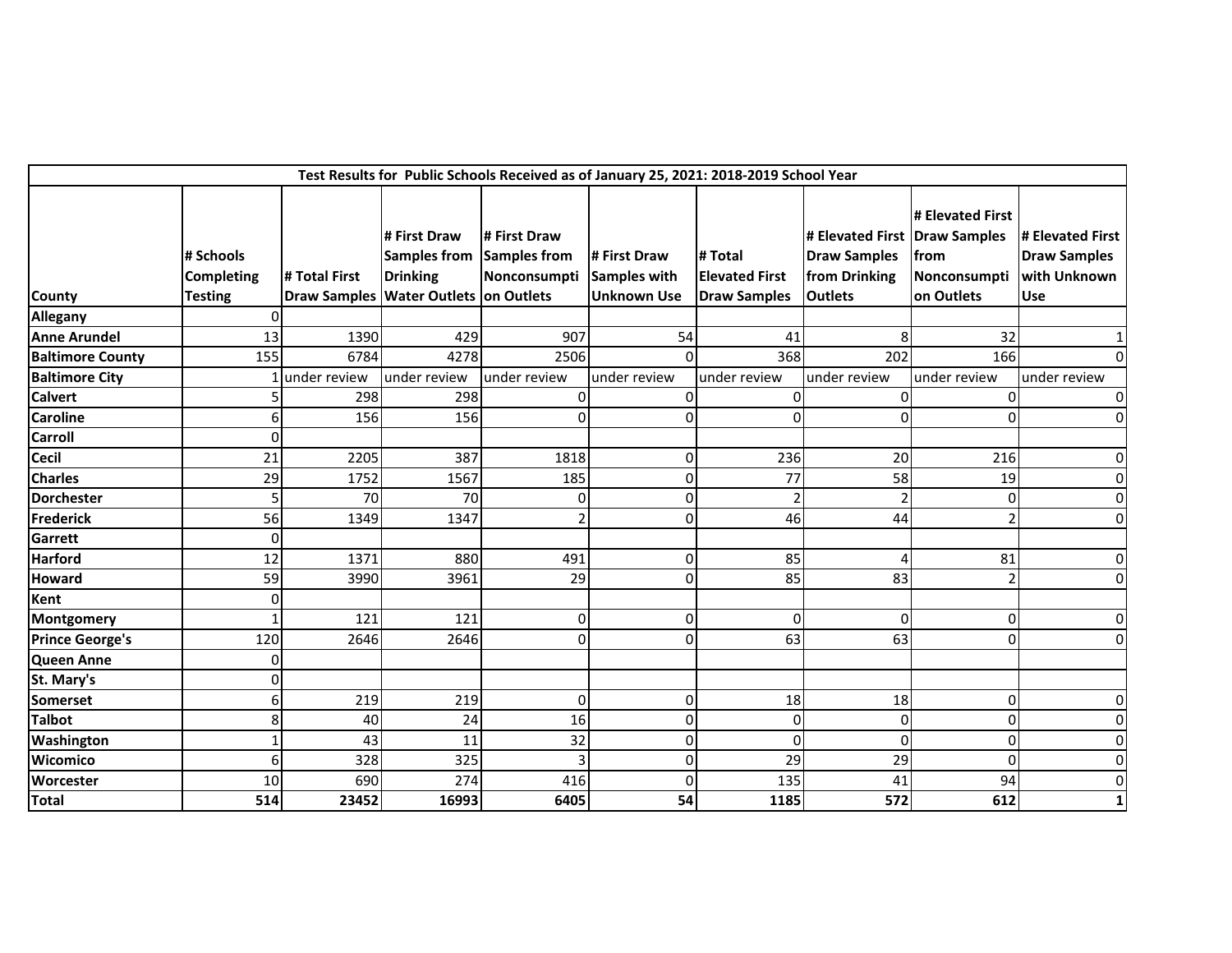| Test Results for Public Schools Received as of January 25, 2021: 2018-2019 School Year | | | | | | | | | |
|---|---|---|---|---|---|---|---|---|---|
| **County** | **# Schools Completing Testing** | **# Total First Draw Samples** | **# First Draw Samples from Drinking Water Outlets** | **# First Draw Samples from Nonconsumption Outlets** | **# First Draw Samples with Unknown Use** | **# Total Elevated First Draw Samples** | **# Elevated First Draw Samples from Drinking Outlets** | **# Elevated First Draw Samples from Nonconsumption Outlets** | **# Elevated First Draw Samples with Unknown Use** |
| **Allegany** | 0 | | | | | | | | |
| **Anne Arundel** | 13 | 1390 | 429 | 907 | 54 | 41 | 8 | 32 | 1 |
| **Baltimore County** | 155 | 6784 | 4278 | 2506 | 0 | 368 | 202 | 166 | 0 |
| **Baltimore City** | 1 | under review | under review | under review | under review | under review | under review | under review | under review |
| **Calvert** | 5 | 298 | 298 | 0 | 0 | 0 | 0 | 0 | 0 |
| **Caroline** | 6 | 156 | 156 | 0 | 0 | 0 | 0 | 0 | 0 |
| **Carroll** | 0 | | | | | | | | |
| **Cecil** | 21 | 2205 | 387 | 1818 | 0 | 236 | 20 | 216 | 0 |
| **Charles** | 29 | 1752 | 1567 | 185 | 0 | 77 | 58 | 19 | 0 |
| **Dorchester** | 5 | 70 | 70 | 0 | 0 | 2 | 2 | 0 | 0 |
| **Frederick** | 56 | 1349 | 1347 | 2 | 0 | 46 | 44 | 2 | 0 |
| **Garrett** | 0 | | | | | | | | |
| **Harford** | 12 | 1371 | 880 | 491 | 0 | 85 | 4 | 81 | 0 |
| **Howard** | 59 | 3990 | 3961 | 29 | 0 | 85 | 83 | 2 | 0 |
| **Kent** | 0 | | | | | | | | |
| **Montgomery** | 1 | 121 | 121 | 0 | 0 | 0 | 0 | 0 | 0 |
| **Prince George's** | 120 | 2646 | 2646 | 0 | 0 | 63 | 63 | 0 | 0 |
| **Queen Anne** | 0 | | | | | | | | |
| **St. Mary's** | 0 | | | | | | | | |
| **Somerset** | 6 | 219 | 219 | 0 | 0 | 18 | 18 | 0 | 0 |
| **Talbot** | 8 | 40 | 24 | 16 | 0 | 0 | 0 | 0 | 0 |
| **Washington** | 1 | 43 | 11 | 32 | 0 | 0 | 0 | 0 | 0 |
| **Wicomico** | 6 | 328 | 325 | 3 | 0 | 29 | 29 | 0 | 0 |
| **Worcester** | 10 | 690 | 274 | 416 | 0 | 135 | 41 | 94 | 0 |
| **Total** | **514** | **23452** | **16993** | **6405** | **54** | **1185** | **572** | **612** | **1** |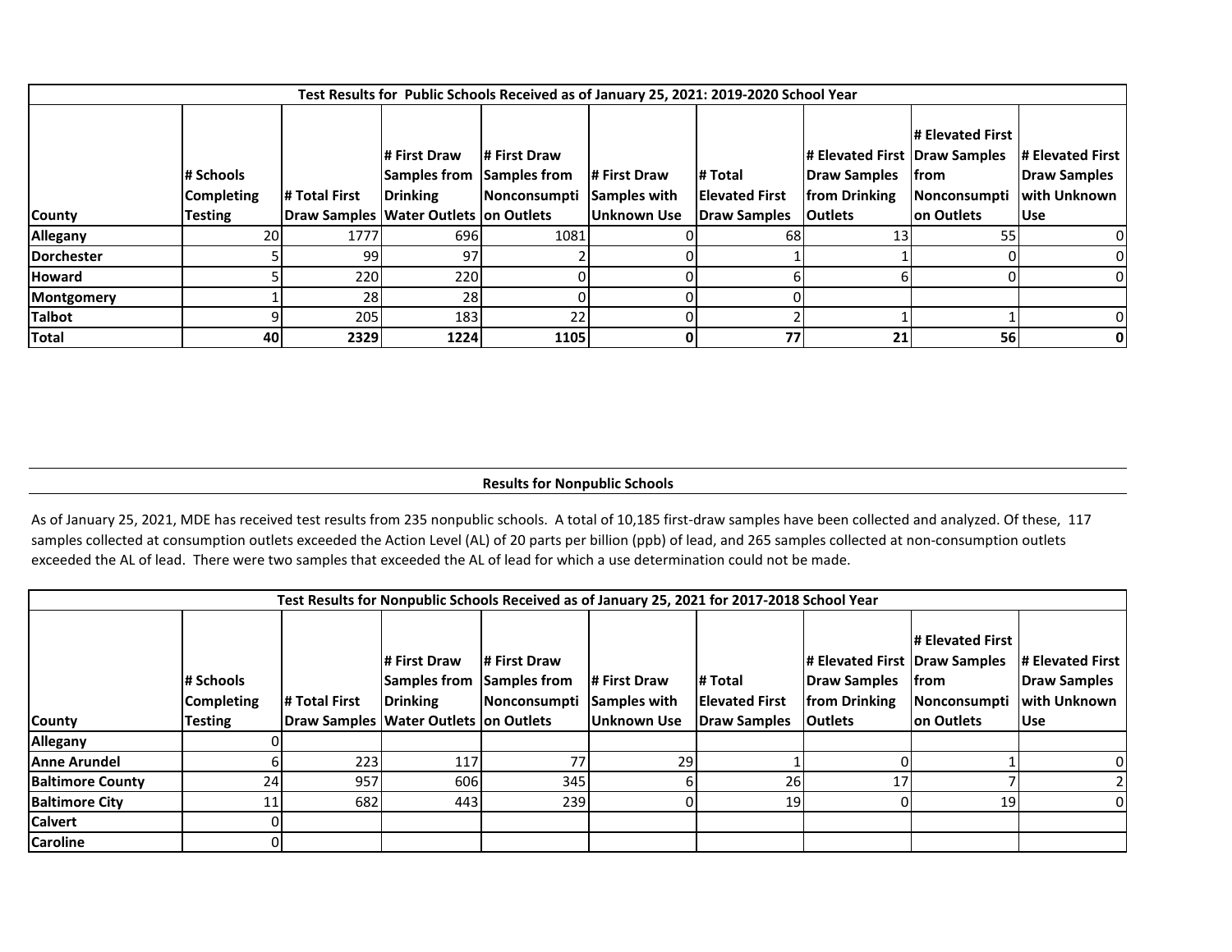| Test Results for Public Schools Received as of January 25, 2021: 2019-2020 School Year | | | | | | | | | |
|---|---|---|---|---|---|---|---|---|---|
| County | # Schools Completing Testing | # Total First Draw Samples | # First Draw Samples from Drinking Water Outlets | # First Draw Samples from Nonconsumption Outlets | # First Draw Samples with Unknown Use | # Total Elevated First Draw Samples | # Elevated First Draw Samples from Drinking Outlets | # Elevated First Draw Samples from Nonconsumption Outlets | # Elevated First Draw Samples with Unknown Use |
| **Allegany** | 20 | 1777 | 696 | 1081 | 0 | 68 | 13 | 55 | 0 |
| **Dorchester** | 5 | 99 | 97 | 2 | 0 | 1 | 1 | 0 | 0 |
| **Howard** | 5 | 220 | 220 | 0 | 0 | 6 | 6 | 0 | 0 |
| **Montgomery** | 1 | 28 | 28 | 0 | 0 | 0 | | | |
| **Talbot** | 9 | 205 | 183 | 22 | 0 | 2 | 1 | 1 | 0 |
| **Total** | **40** | **2329** | **1224** | **1105** | **0** | **77** | **21** | **56** | **0** |

## Results for Nonpublic Schools

As of January 25, 2021, MDE has received test results from 235 nonpublic schools. A total of 10,185 first-draw samples have been collected and analyzed. Of these, 117 samples collected at consumption outlets exceeded the Action Level (AL) of 20 parts per billion (ppb) of lead, and 265 samples collected at non-consumption outlets exceeded the AL of lead. There were two samples that exceeded the AL of lead for which a use determination could not be made.

| Test Results for Nonpublic Schools Received as of January 25, 2021 for 2017-2018 School Year | | | | | | | | | |
|---|---|---|---|---|---|---|---|---|---|
| County | # Schools Completing Testing | # Total First Draw Samples | # First Draw Samples from Drinking Water Outlets | # First Draw Samples from Nonconsumption Outlets | # First Draw Samples with Unknown Use | # Total Elevated First Draw Samples | # Elevated First Draw Samples from Drinking Outlets | # Elevated First Draw Samples from Nonconsumption Outlets | # Elevated First Draw Samples with Unknown Use |
| **Allegany** | 0 | | | | | | | | |
| **Anne Arundel** | 6 | 223 | 117 | 77 | 29 | 1 | 0 | 1 | 0 |
| **Baltimore County** | 24 | 957 | 606 | 345 | 6 | 26 | 17 | 7 | 2 |
| **Baltimore City** | 11 | 682 | 443 | 239 | 0 | 19 | 0 | 19 | 0 |
| **Calvert** | 0 | | | | | | | | |
| **Caroline** | 0 | | | | | | | | |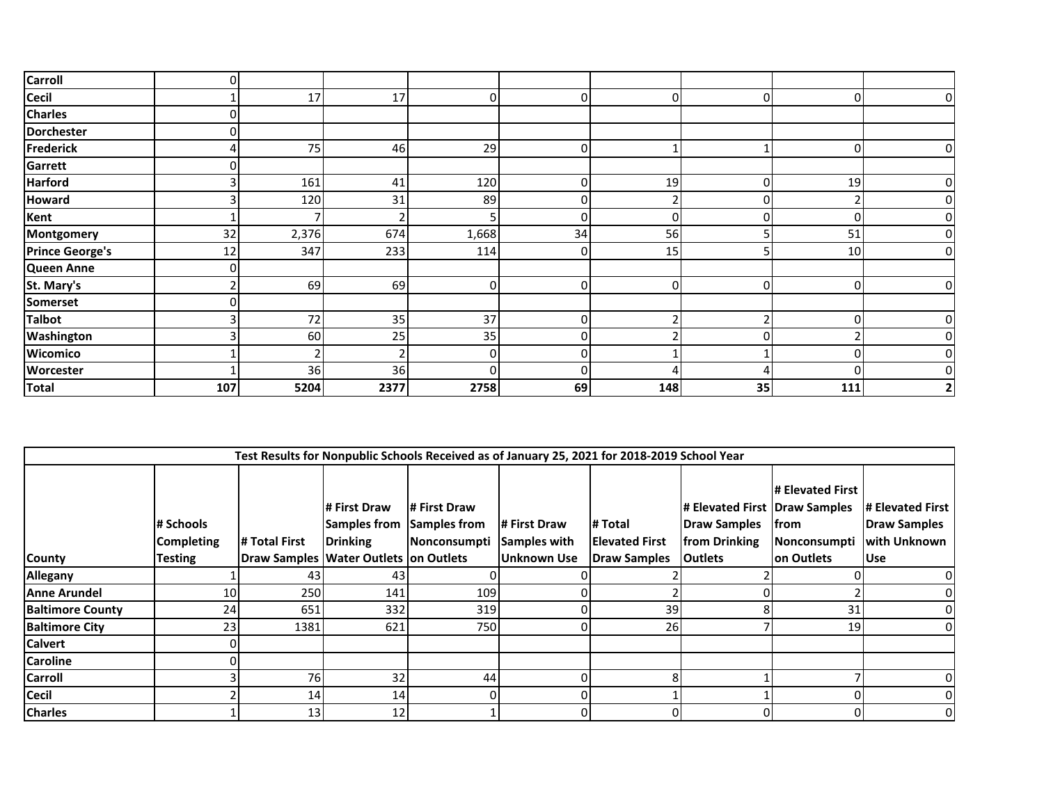| | | | | | | | | | |
|---|---|---|---|---|---|---|---|---|---|
| **Carroll** | 0 | | | | | | | | |
| **Cecil** | 1 | 17 | 17 | 0 | 0 | 0 | 0 | 0 | 0 |
| **Charles** | 0 | | | | | | | | |
| **Dorchester** | 0 | | | | | | | | |
| **Frederick** | 4 | 75 | 46 | 29 | 0 | 1 | 1 | 0 | 0 |
| **Garrett** | 0 | | | | | | | | |
| **Harford** | 3 | 161 | 41 | 120 | 0 | 19 | 0 | 19 | 0 |
| **Howard** | 3 | 120 | 31 | 89 | 0 | 2 | 0 | 2 | 0 |
| **Kent** | 1 | 7 | 2 | 5 | 0 | 0 | 0 | 0 | 0 |
| **Montgomery** | 32 | 2,376 | 674 | 1,668 | 34 | 56 | 5 | 51 | 0 |
| **Prince George's** | 12 | 347 | 233 | 114 | 0 | 15 | 5 | 10 | 0 |
| **Queen Anne** | 0 | | | | | | | | |
| **St. Mary's** | 2 | 69 | 69 | 0 | 0 | 0 | 0 | 0 | 0 |
| **Somerset** | 0 | | | | | | | | |
| **Talbot** | 3 | 72 | 35 | 37 | 0 | 2 | 2 | 0 | 0 |
| **Washington** | 3 | 60 | 25 | 35 | 0 | 2 | 0 | 2 | 0 |
| **Wicomico** | 1 | 2 | 2 | 0 | 0 | 1 | 1 | 0 | 0 |
| **Worcester** | 1 | 36 | 36 | 0 | 0 | 4 | 4 | 0 | 0 |
| **Total** | **107** | **5204** | **2377** | **2758** | **69** | **148** | **35** | **111** | **2** |

| Test Results for Nonpublic Schools Received as of January 25, 2021 for 2018-2019 School Year | | | | | | | | | |
|---|---|---|---|---|---|---|---|---|---|
| **County** | **# Schools Completing Testing** | **# Total First Draw Samples** | **# First Draw Samples from Drinking Water Outlets** | **# First Draw Samples from Nonconsumption Outlets** | **# First Draw Samples with Unknown Use** | **# Total Elevated First Draw Samples** | **# Elevated First Draw Samples from Drinking Outlets** | **# Elevated First Draw Samples from Nonconsumption Outlets** | **# Elevated First Draw Samples with Unknown Use** |
| **Allegany** | 1 | 43 | 43 | 0 | 0 | 2 | 2 | 0 | 0 |
| **Anne Arundel** | 10 | 250 | 141 | 109 | 0 | 2 | 0 | 2 | 0 |
| **Baltimore County** | 24 | 651 | 332 | 319 | 0 | 39 | 8 | 31 | 0 |
| **Baltimore City** | 23 | 1381 | 621 | 750 | 0 | 26 | 7 | 19 | 0 |
| **Calvert** | 0 | | | | | | | | |
| **Caroline** | 0 | | | | | | | | |
| **Carroll** | 3 | 76 | 32 | 44 | 0 | 8 | 1 | 7 | 0 |
| **Cecil** | 2 | 14 | 14 | 0 | 0 | 1 | 1 | 0 | 0 |
| **Charles** | 1 | 13 | 12 | 1 | 0 | 0 | 0 | 0 | 0 |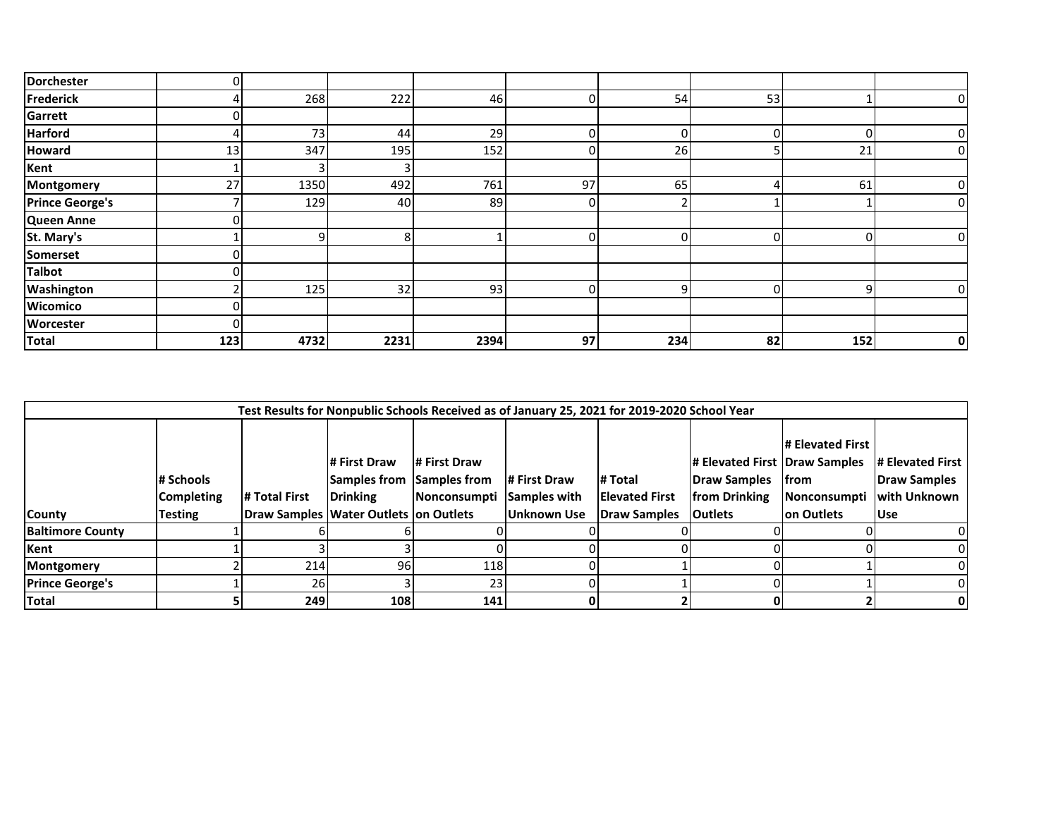| | | | | | | | | | |
|---|---|---|---|---|---|---|---|---|---|
| Dorchester | 0 | | | | | | | | |
| Frederick | 4 | 268 | 222 | 46 | 0 | 54 | 53 | 1 | 0 |
| Garrett | 0 | | | | | | | | |
| Harford | 4 | 73 | 44 | 29 | 0 | 0 | 0 | 0 | 0 |
| Howard | 13 | 347 | 195 | 152 | 0 | 26 | 5 | 21 | 0 |
| Kent | 1 | 3 | 3 | | | | | | |
| Montgomery | 27 | 1350 | 492 | 761 | 97 | 65 | 4 | 61 | 0 |
| Prince George's | 7 | 129 | 40 | 89 | 0 | 2 | 1 | 1 | 0 |
| Queen Anne | 0 | | | | | | | | |
| St. Mary's | 1 | 9 | 8 | 1 | 0 | 0 | 0 | 0 | 0 |
| Somerset | 0 | | | | | | | | |
| Talbot | 0 | | | | | | | | |
| Washington | 2 | 125 | 32 | 93 | 0 | 9 | 0 | 9 | 0 |
| Wicomico | 0 | | | | | | | | |
| Worcester | 0 | | | | | | | | |
| **Total** | **123** | **4732** | **2231** | **2394** | **97** | **234** | **82** | **152** | **0** |

**Test Results for Nonpublic Schools Received as of January 25, 2021 for 2019-2020 School Year**

| County | # Schools Completing Testing | # Total First Draw Samples | # First Draw Samples from Drinking Water Outlets | # First Draw Samples from Nonconsumption Outlets | # First Draw Samples with Unknown Use | # Total Elevated First Draw Samples | # Elevated First Draw Samples from Drinking Outlets | # Elevated First Draw Samples from Nonconsumption Outlets | # Elevated First Draw Samples with Unknown Use |
|---|---|---|---|---|---|---|---|---|---|
| Baltimore County | 1 | 6 | 6 | 0 | 0 | 0 | 0 | 0 | 0 |
| Kent | 1 | 3 | 3 | 0 | 0 | 0 | 0 | 0 | 0 |
| Montgomery | 2 | 214 | 96 | 118 | 0 | 1 | 0 | 1 | 0 |
| Prince George's | 1 | 26 | 3 | 23 | 0 | 1 | 0 | 1 | 0 |
| **Total** | **5** | **249** | **108** | **141** | **0** | **2** | **0** | **2** | **0** |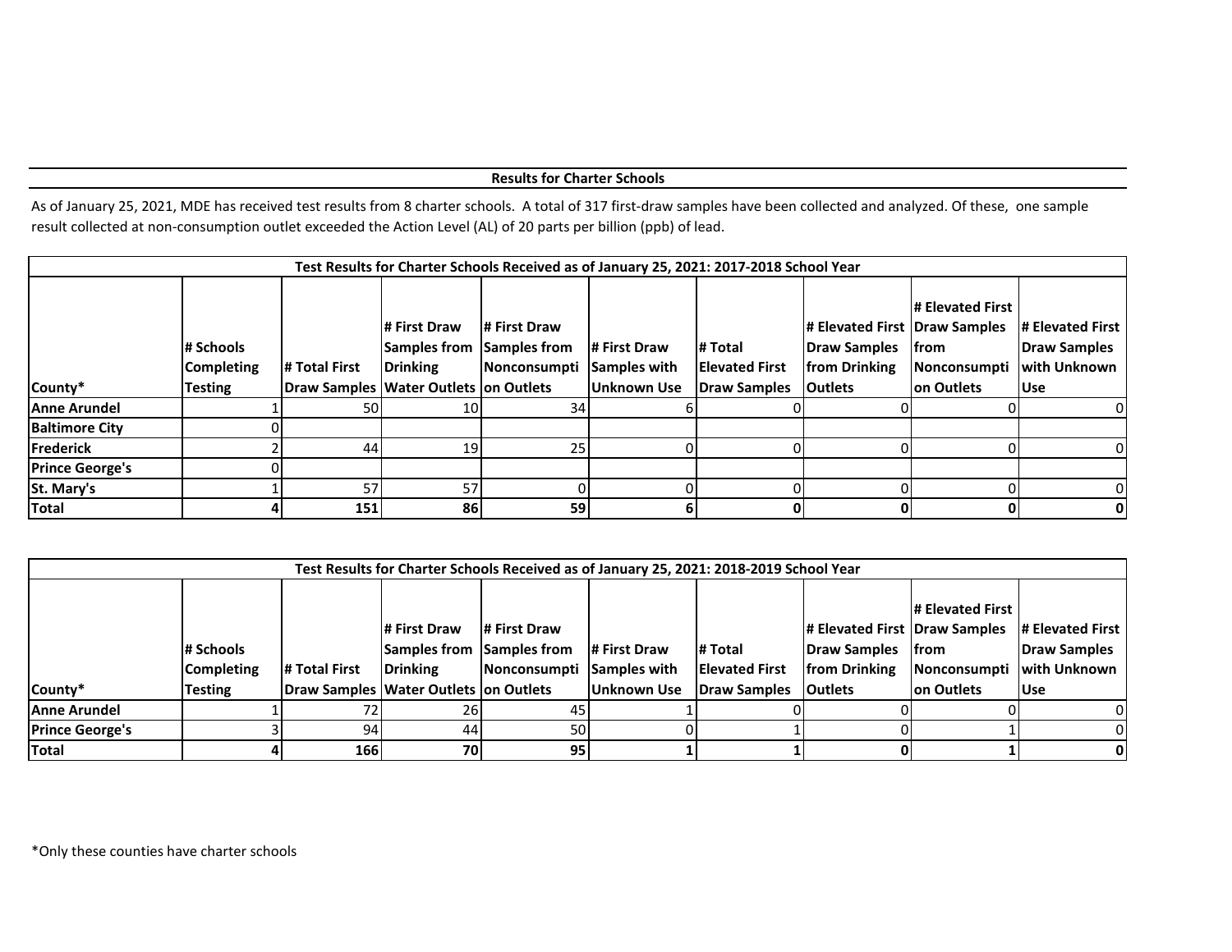## Results for Charter Schools

As of January 25, 2021, MDE has received test results from 8 charter schools. A total of 317 first-draw samples have been collected and analyzed. Of these, one sample result collected at non-consumption outlet exceeded the Action Level (AL) of 20 parts per billion (ppb) of lead.

**Test Results for Charter Schools Received as of January 25, 2021: 2017-2018 School Year**

| County* | # Schools Completing Testing | # Total First Draw Samples | # First Draw Samples from Drinking Water Outlets | # First Draw Samples from Nonconsumption Outlets | # First Draw Samples with Unknown Use | # Total Elevated First Draw Samples | # Elevated First Draw Samples from Drinking Outlets | # Elevated First Draw Samples from Nonconsumption Outlets | # Elevated First Draw Samples with Unknown Use |
|---|---|---|---|---|---|---|---|---|---|
| **Anne Arundel** | 1 | 50 | 10 | 34 | 6 | 0 | 0 | 0 | 0 |
| **Baltimore City** | 0 | | | | | | | | |
| **Frederick** | 2 | 44 | 19 | 25 | 0 | 0 | 0 | 0 | 0 |
| **Prince George's** | 0 | | | | | | | | |
| **St. Mary's** | 1 | 57 | 57 | 0 | 0 | 0 | 0 | 0 | 0 |
| **Total** | **4** | **151** | **86** | **59** | **6** | **0** | **0** | **0** | **0** |

**Test Results for Charter Schools Received as of January 25, 2021: 2018-2019 School Year**

| County* | # Schools Completing Testing | # Total First Draw Samples | # First Draw Samples from Drinking Water Outlets | # First Draw Samples from Nonconsumption Outlets | # First Draw Samples with Unknown Use | # Total Elevated First Draw Samples | # Elevated First Draw Samples from Drinking Outlets | # Elevated First Draw Samples from Nonconsumption Outlets | # Elevated First Draw Samples with Unknown Use |
|---|---|---|---|---|---|---|---|---|---|
| **Anne Arundel** | 1 | 72 | 26 | 45 | 1 | 0 | 0 | 0 | 0 |
| **Prince George's** | 3 | 94 | 44 | 50 | 0 | 1 | 0 | 1 | 0 |
| **Total** | **4** | **166** | **70** | **95** | **1** | **1** | **0** | **1** | **0** |

*Only these counties have charter schools